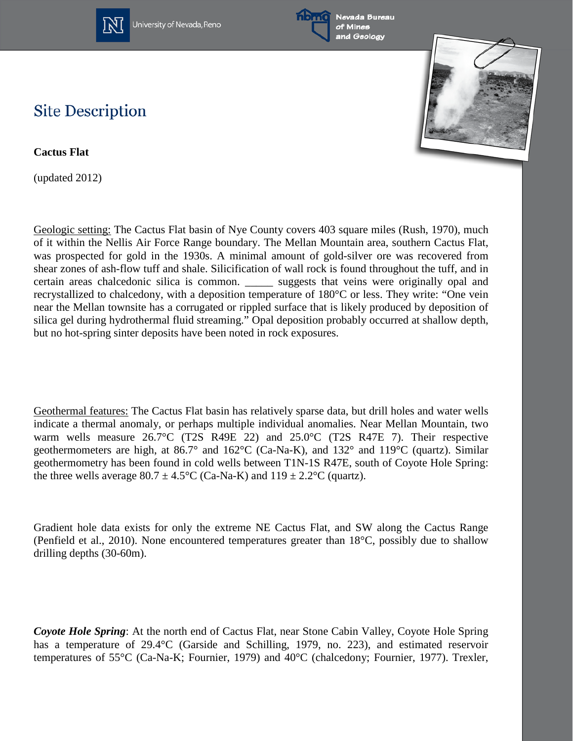# Site Description

**Cactus Flat**

(updated 2012)

Geologic setting: The Cactus Flat basin of Nye County covers 403 square miles (Rush, 1970), much of it within the Nellis Air Force Range boundary. The Mellan Mountain area, southern Cactus Flat, was prospected for gold in the 1930s. A minimal amount of gold-silver ore was recovered from shear zones of ash-flow tuff and shale. Silicification of wall rock is found throughout the tuff, and in certain areas chalcedonic silica is common. _____ suggests that veins were originally opal and recrystallized to chalcedony, with a deposition temperature of 180°C or less. They write: "One vein near the Mellan townsite has a corrugated or rippled surface that is likely produced by deposition of silica gel during hydrothermal fluid streaming." Opal deposition probably occurred at shallow depth, but no hot-spring sinter deposits have been noted in rock exposures.

Geothermal features: The Cactus Flat basin has relatively sparse data, but drill holes and water wells indicate a thermal anomaly, or perhaps multiple individual anomalies. Near Mellan Mountain, two warm wells measure 26.7°C (T2S R49E 22) and 25.0°C (T2S R47E 7). Their respective geothermometers are high, at 86.7° and 162°C (Ca-Na-K), and 132° and 119°C (quartz). Similar geothermometry has been found in cold wells between T1N-1S R47E, south of Coyote Hole Spring: the three wells average 80.7 ± 4.5°C (Ca-Na-K) and 119 ± 2.2°C (quartz).

Gradient hole data exists for only the extreme NE Cactus Flat, and SW along the Cactus Range (Penfield et al., 2010). None encountered temperatures greater than 18°C, possibly due to shallow drilling depths (30-60m).

***Coyote Hole Spring***: At the north end of Cactus Flat, near Stone Cabin Valley, Coyote Hole Spring has a temperature of 29.4°C (Garside and Schilling, 1979, no. 223), and estimated reservoir temperatures of 55°C (Ca-Na-K; Fournier, 1979) and 40°C (chalcedony; Fournier, 1977). Trexler,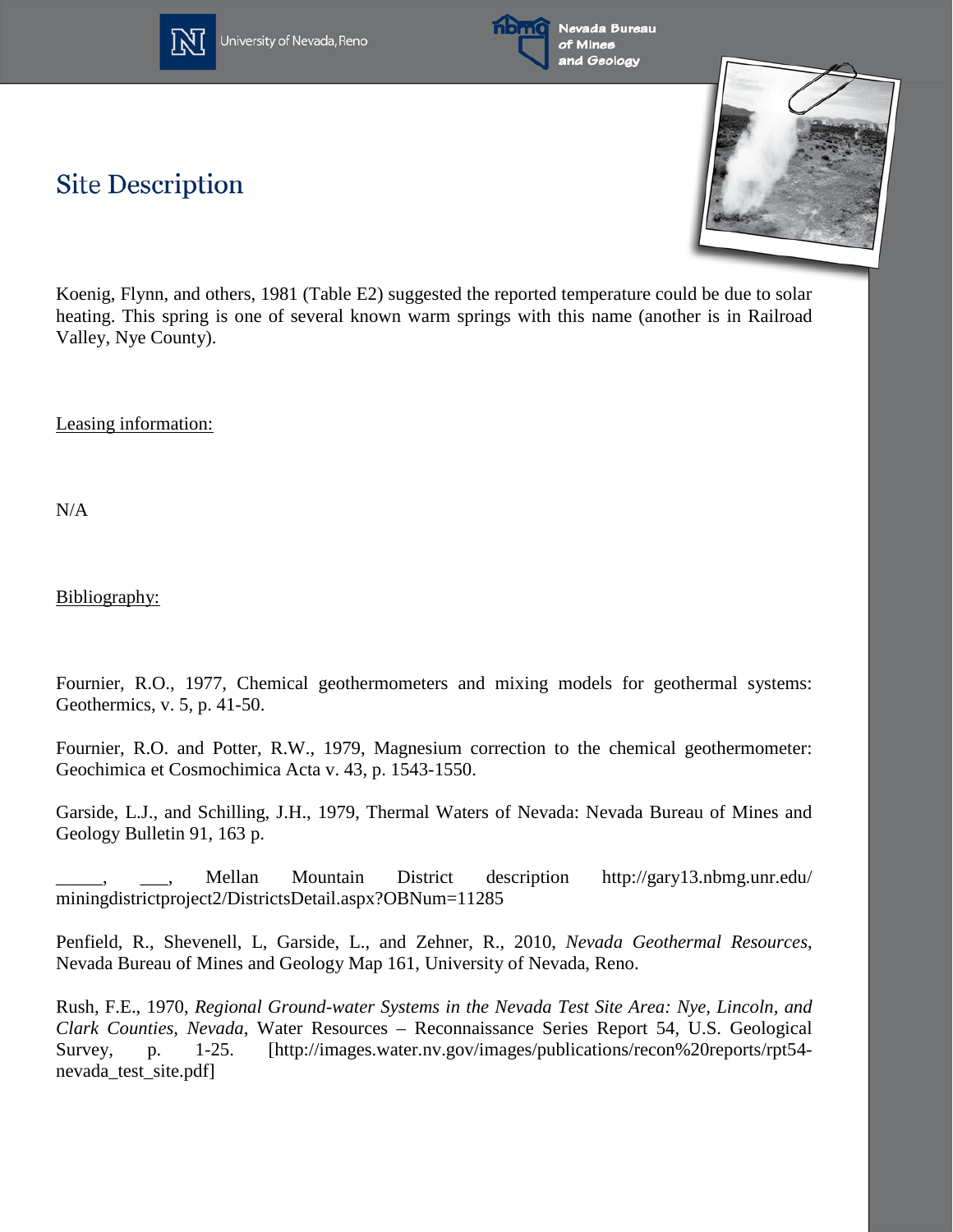## Site Description

Koenig, Flynn, and others, 1981 (Table E2) suggested the reported temperature could be due to solar heating. This spring is one of several known warm springs with this name (another is in Railroad Valley, Nye County).

Leasing information:

N/A

Bibliography:

Fournier, R.O., 1977, Chemical geothermometers and mixing models for geothermal systems: Geothermics, v. 5, p. 41-50.

Fournier, R.O. and Potter, R.W., 1979, Magnesium correction to the chemical geothermometer: Geochimica et Cosmochimica Acta v. 43, p. 1543-1550.

Garside, L.J., and Schilling, J.H., 1979, Thermal Waters of Nevada: Nevada Bureau of Mines and Geology Bulletin 91, 163 p.

_____, ___, Mellan Mountain District description http://gary13.nbmg.unr.edu/miningdistrictproject2/DistrictsDetail.aspx?OBNum=11285

Penfield, R., Shevenell, L, Garside, L., and Zehner, R., 2010, *Nevada Geothermal Resources*, Nevada Bureau of Mines and Geology Map 161, University of Nevada, Reno.

Rush, F.E., 1970, *Regional Ground-water Systems in the Nevada Test Site Area: Nye, Lincoln, and Clark Counties, Nevada*, Water Resources – Reconnaissance Series Report 54, U.S. Geological Survey, p. 1-25. [http://images.water.nv.gov/images/publications/recon%20reports/rpt54-nevada_test_site.pdf]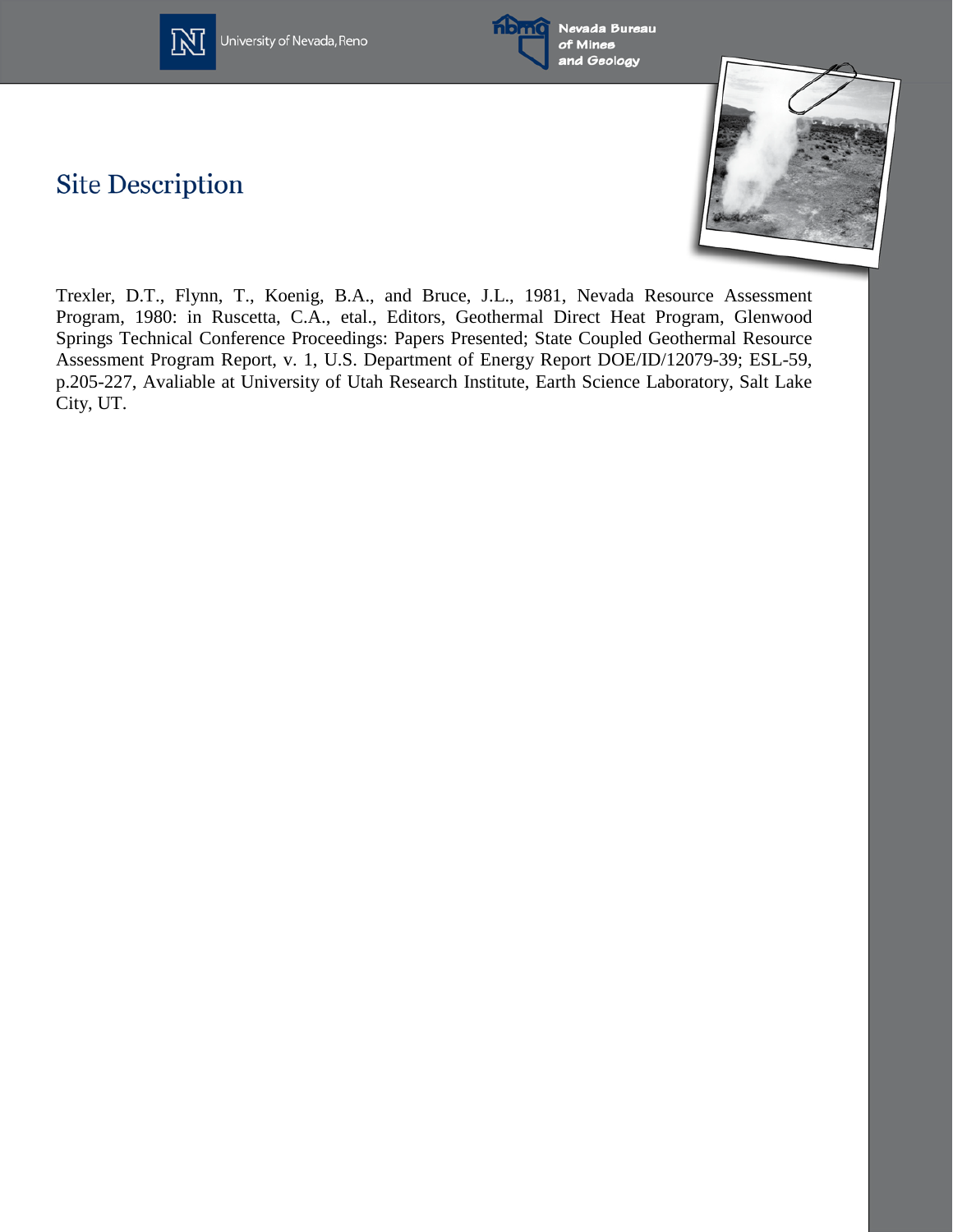## Site Description

Trexler, D.T., Flynn, T., Koenig, B.A., and Bruce, J.L., 1981, Nevada Resource Assessment Program, 1980: in Ruscetta, C.A., etal., Editors, Geothermal Direct Heat Program, Glenwood Springs Technical Conference Proceedings: Papers Presented; State Coupled Geothermal Resource Assessment Program Report, v. 1, U.S. Department of Energy Report DOE/ID/12079-39; ESL-59, p.205-227, Avaliable at University of Utah Research Institute, Earth Science Laboratory, Salt Lake City, UT.